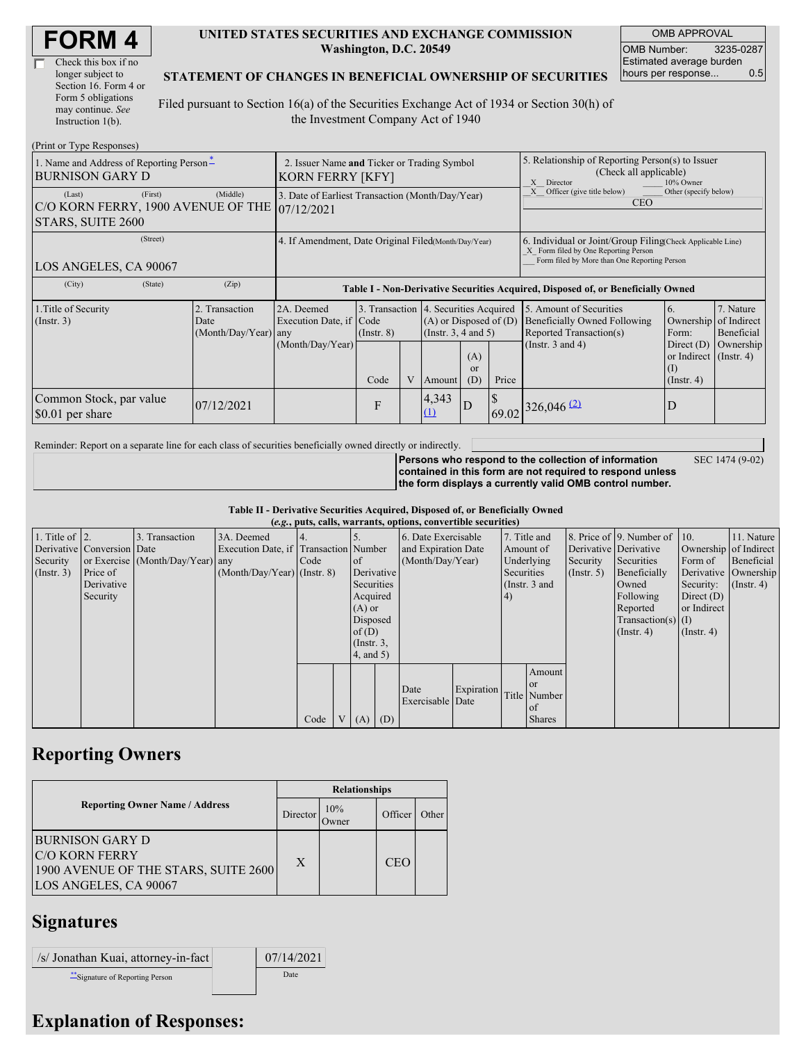# FORM 4

☐ Check this box if no longer subject to Section 16. Form 4 or Form 5 obligations may continue. *See* Instruction 1(b).

**UNITED STATES SECURITIES AND EXCHANGE COMMISSION**
**Washington, D.C. 20549**

**STATEMENT OF CHANGES IN BENEFICIAL OWNERSHIP OF SECURITIES**

Filed pursuant to Section 16(a) of the Securities Exchange Act of 1934 or Section 30(h) of the Investment Company Act of 1940

| OMB APPROVAL | |
|---|---|
| OMB Number: | 3235-0287 |
| Estimated average burden hours per response... | 0.5 |

(Print or Type Responses)

| 1. Name and Address of Reporting Person* | 2. Issuer Name and Ticker or Trading Symbol | 5. Relationship of Reporting Person(s) to Issuer (Check all applicable) |
|---|---|---|
| BURNISON GARY D | KORN FERRY [KFY] | _X_ Director ___ 10% Owner _X_ Officer (give title below) ___ Other (specify below) |
| (Last) (First) (Middle) C/O KORN FERRY, 1900 AVENUE OF THE STARS, SUITE 2600 | 3. Date of Earliest Transaction (Month/Day/Year) 07/12/2021 | CEO |
| (Street) LOS ANGELES, CA 90067 | 4. If Amendment, Date Original Filed (Month/Day/Year) | 6. Individual or Joint/Group Filing (Check Applicable Line) _X_ Form filed by One Reporting Person ___ Form filed by More than One Reporting Person |
| (City) (State) (Zip) | | |

**Table I - Non-Derivative Securities Acquired, Disposed of, or Beneficially Owned**

| 1.Title of Security (Instr. 3) | 2. Transaction Date (Month/Day/Year) | 2A. Deemed Execution Date, if any (Month/Day/Year) | 3. Transaction Code (Instr. 8) | | 4. Securities Acquired (A) or Disposed of (D) (Instr. 3, 4 and 5) | | | 5. Amount of Securities Beneficially Owned Following Reported Transaction(s) (Instr. 3 and 4) | 6. Ownership Form: Direct (D) or Indirect (I) (Instr. 4) | 7. Nature of Indirect Beneficial Ownership (Instr. 4) |
|---|---|---|---|---|---|---|---|---|---|---|
| | | | Code | V | Amount | (A) or (D) | Price | | | |
| Common Stock, par value $0.01 per share | 07/12/2021 | | F | | 4,343 (1) | D | $ 69.02 | 326,046 (2) | D | |

Reminder: Report on a separate line for each class of securities beneficially owned directly or indirectly.

**Persons who respond to the collection of information contained in this form are not required to respond unless the form displays a currently valid OMB control number.** SEC 1474 (9-02)

**Table II - Derivative Securities Acquired, Disposed of, or Beneficially Owned**
**(*e.g.*, puts, calls, warrants, options, convertible securities)**

| 1. Title of Derivative Security (Instr. 3) | 2. Conversion or Exercise Price of Derivative Security | 3. Transaction Date (Month/Day/Year) | 3A. Deemed Execution Date, if any (Month/Day/Year) | 4. Transaction Code (Instr. 8) | | 5. Number of Derivative Securities Acquired (A) or Disposed of (D) (Instr. 3, 4, and 5) | | 6. Date Exercisable and Expiration Date (Month/Day/Year) | | 7. Title and Amount of Underlying Securities (Instr. 3 and 4) | | 8. Price of Derivative Security (Instr. 5) | 9. Number of Derivative Securities Beneficially Owned Following Reported Transaction(s) (Instr. 4) | 10. Ownership Form of Derivative Security: Direct (D) or Indirect (I) (Instr. 4) | 11. Nature of Indirect Beneficial Ownership (Instr. 4) |
|---|---|---|---|---|---|---|---|---|---|---|---|---|---|---|---|
| | | | | Code | V | (A) | (D) | Date Exercisable | Expiration Date | Title | Amount or Number of Shares | | | | |

## Reporting Owners

| Reporting Owner Name / Address | Relationships | | | |
|---|---|---|---|---|
| | Director | 10% Owner | Officer | Other |
| BURNISON GARY D C/O KORN FERRY 1900 AVENUE OF THE STARS, SUITE 2600 LOS ANGELES, CA 90067 | X | | CEO | |

## Signatures

| /s/ Jonathan Kuai, attorney-in-fact | 07/14/2021 |
|---|---|
| **Signature of Reporting Person | Date |

## Explanation of Responses: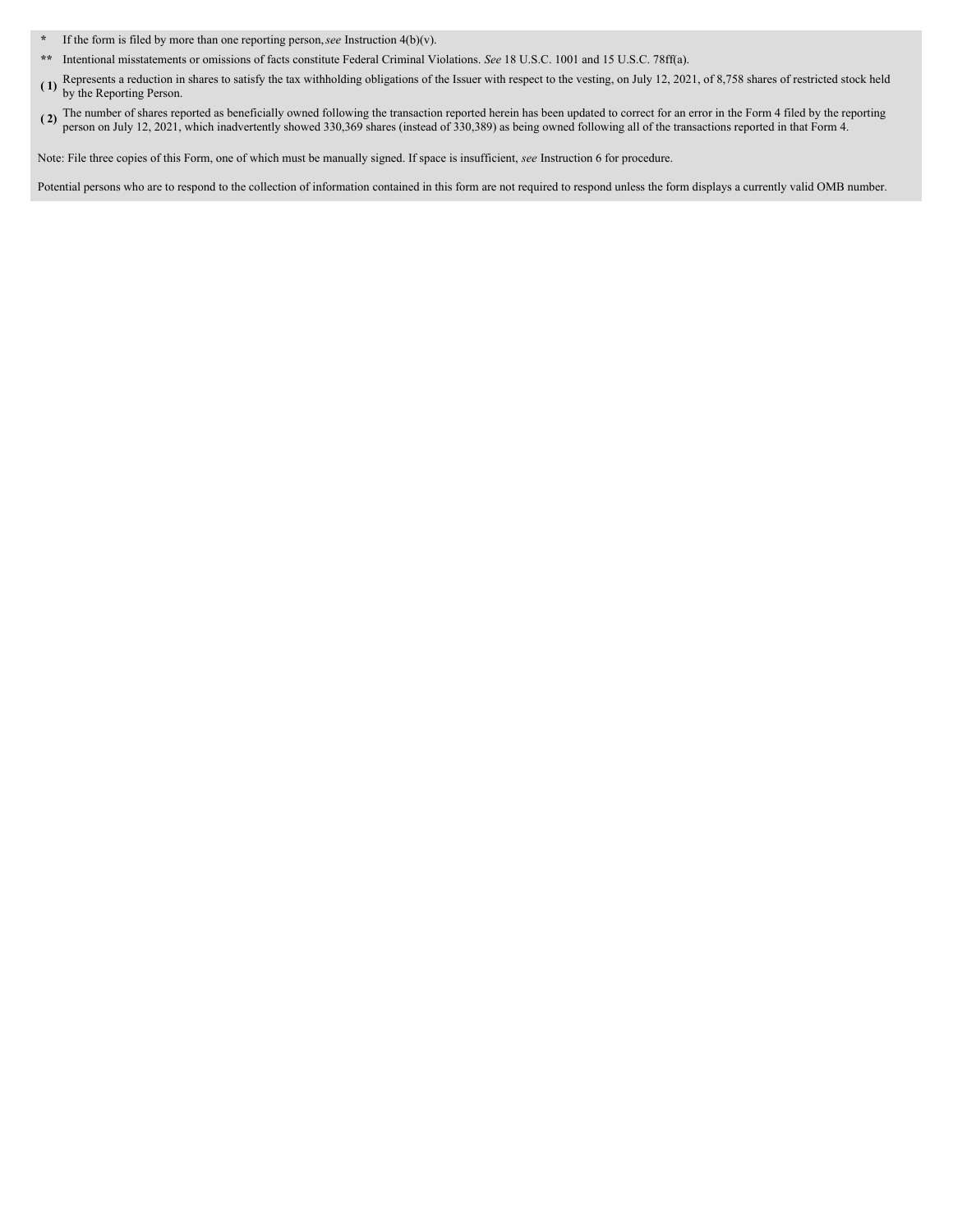\* If the form is filed by more than one reporting person, *see* Instruction 4(b)(v).

\*\* Intentional misstatements or omissions of facts constitute Federal Criminal Violations. *See* 18 U.S.C. 1001 and 15 U.S.C. 78ff(a).

**( 1)** Represents a reduction in shares to satisfy the tax withholding obligations of the Issuer with respect to the vesting, on July 12, 2021, of 8,758 shares of restricted stock held by the Reporting Person.

**( 2)** The number of shares reported as beneficially owned following the transaction reported herein has been updated to correct for an error in the Form 4 filed by the reporting person on July 12, 2021, which inadvertently showed 330,369 shares (instead of 330,389) as being owned following all of the transactions reported in that Form 4.

Note: File three copies of this Form, one of which must be manually signed. If space is insufficient, *see* Instruction 6 for procedure.

Potential persons who are to respond to the collection of information contained in this form are not required to respond unless the form displays a currently valid OMB number.